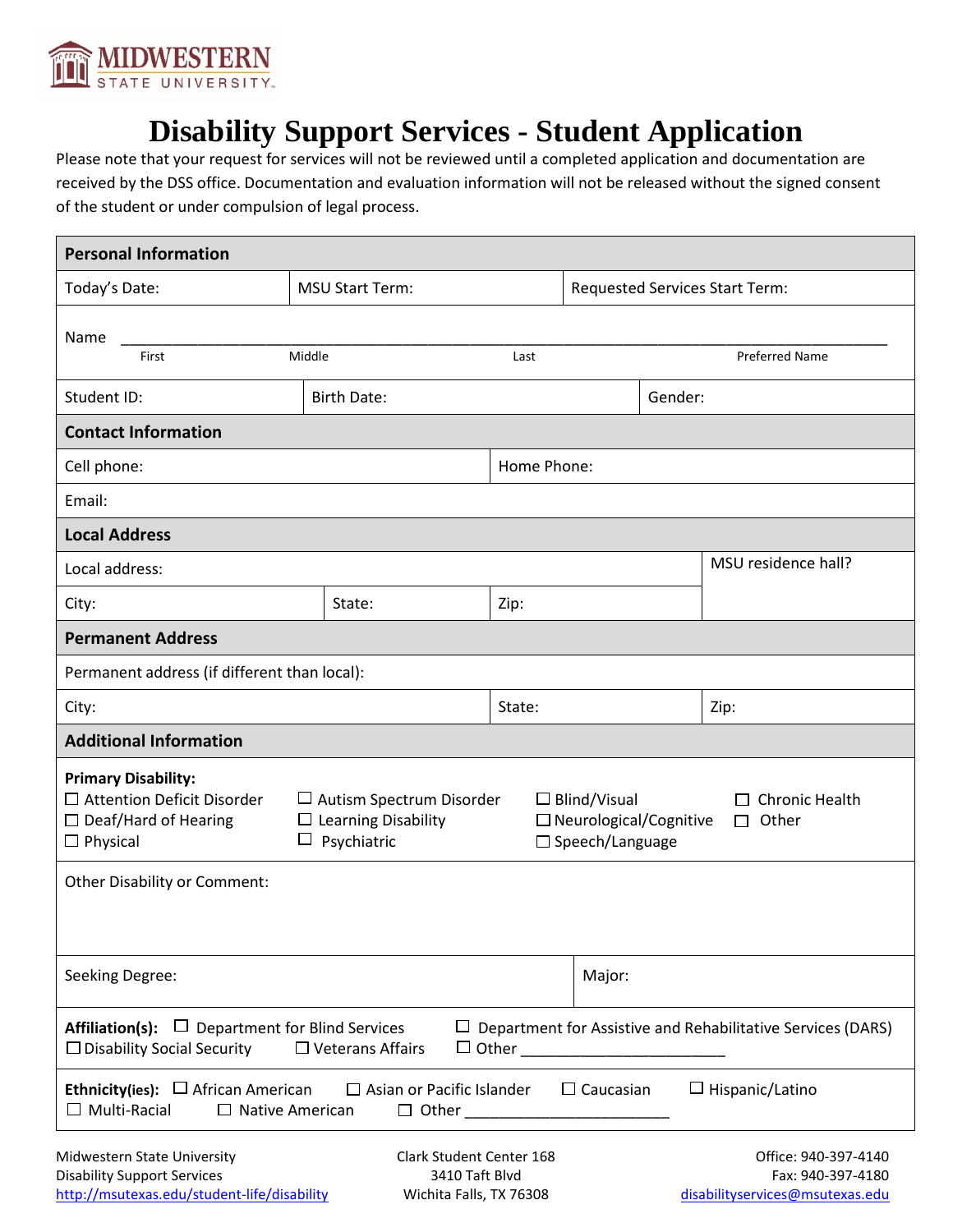MIDWESTERN STATE UNIVERSITY

# Disability Support Services - Student Application

Please note that your request for services will not be reviewed until a completed application and documentation are received by the DSS office. Documentation and evaluation information will not be released without the signed consent of the student or under compulsion of legal process.

## Personal Information

| Today's Date: | MSU Start Term: | Requested Services Start Term: |
|---|---|---|

Name ____________________________________________________________________________
First | Middle | Last | Preferred Name

| Student ID: | Birth Date: | Gender: |
|---|---|---|

## Contact Information

| Cell phone: | Home Phone: |
|---|---|
| Email: | |

## Local Address

| Local address: | | | MSU residence hall? |
|---|---|---|---|
| City: | State: | Zip: | |

## Permanent Address

Permanent address (if different than local):

| City: | State: | Zip: |
|---|---|---|

## Additional Information

**Primary Disability:**

☐ Attention Deficit Disorder ☐ Autism Spectrum Disorder ☐ Blind/Visual ☐ Chronic Health
☐ Deaf/Hard of Hearing ☐ Learning Disability ☐ Neurological/Cognitive ☐ Other
☐ Physical ☐ Psychiatric ☐ Speech/Language

Other Disability or Comment:

| Seeking Degree: | Major: |
|---|---|

**Affiliation(s):** ☐ Department for Blind Services ☐ Department for Assistive and Rehabilitative Services (DARS)
☐ Disability Social Security ☐ Veterans Affairs ☐ Other ________________________

**Ethnicity(ies):** ☐ African American ☐ Asian or Pacific Islander ☐ Caucasian ☐ Hispanic/Latino
☐ Multi-Racial ☐ Native American ☐ Other ________________________

Midwestern State University
Disability Support Services
http://msutexas.edu/student-life/disability

Clark Student Center 168
3410 Taft Blvd
Wichita Falls, TX 76308

Office: 940-397-4140
Fax: 940-397-4180
disabilityservices@msutexas.edu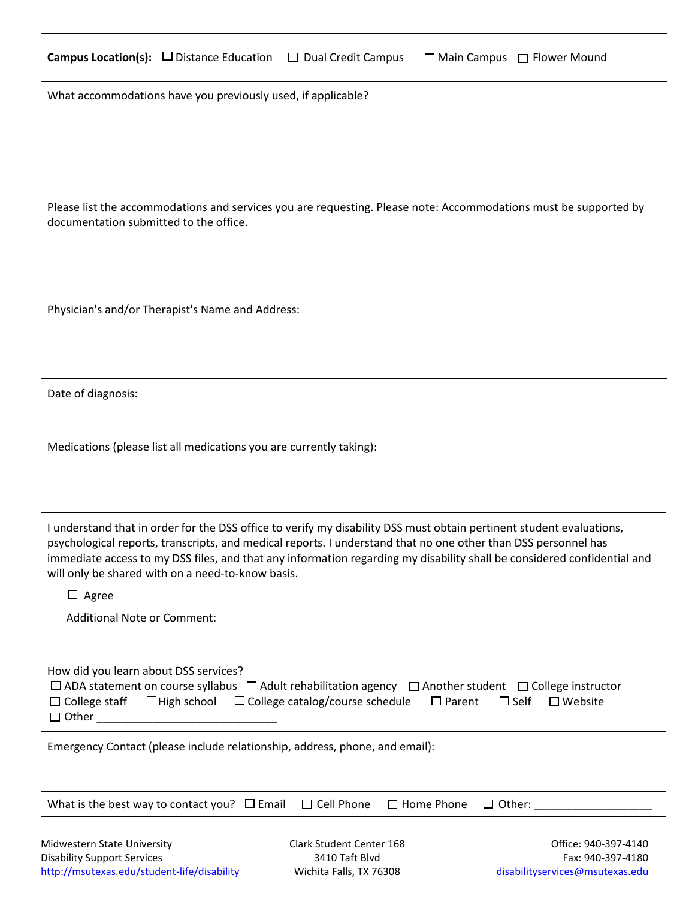**Campus Location(s):** ☐ Distance Education ☐ Dual Credit Campus ☐ Main Campus ☐ Flower Mound

What accommodations have you previously used, if applicable?

Please list the accommodations and services you are requesting. Please note: Accommodations must be supported by documentation submitted to the office.

Physician's and/or Therapist's Name and Address:

Date of diagnosis:

Medications (please list all medications you are currently taking):

I understand that in order for the DSS office to verify my disability DSS must obtain pertinent student evaluations, psychological reports, transcripts, and medical reports. I understand that no one other than DSS personnel has immediate access to my DSS files, and that any information regarding my disability shall be considered confidential and will only be shared with on a need-to-know basis.

☐ Agree

Additional Note or Comment:

How did you learn about DSS services?
☐ ADA statement on course syllabus ☐ Adult rehabilitation agency ☐ Another student ☐ College instructor
☐ College staff ☐ High school ☐ College catalog/course schedule ☐ Parent ☐ Self ☐ Website
☐ Other ______________________________

Emergency Contact (please include relationship, address, phone, and email):

What is the best way to contact you? ☐ Email ☐ Cell Phone ☐ Home Phone ☐ Other: ___________________

Midwestern State University
Disability Support Services
http://msutexas.edu/student-life/disability

Clark Student Center 168
3410 Taft Blvd
Wichita Falls, TX 76308

Office: 940-397-4140
Fax: 940-397-4180
disabilityservices@msutexas.edu